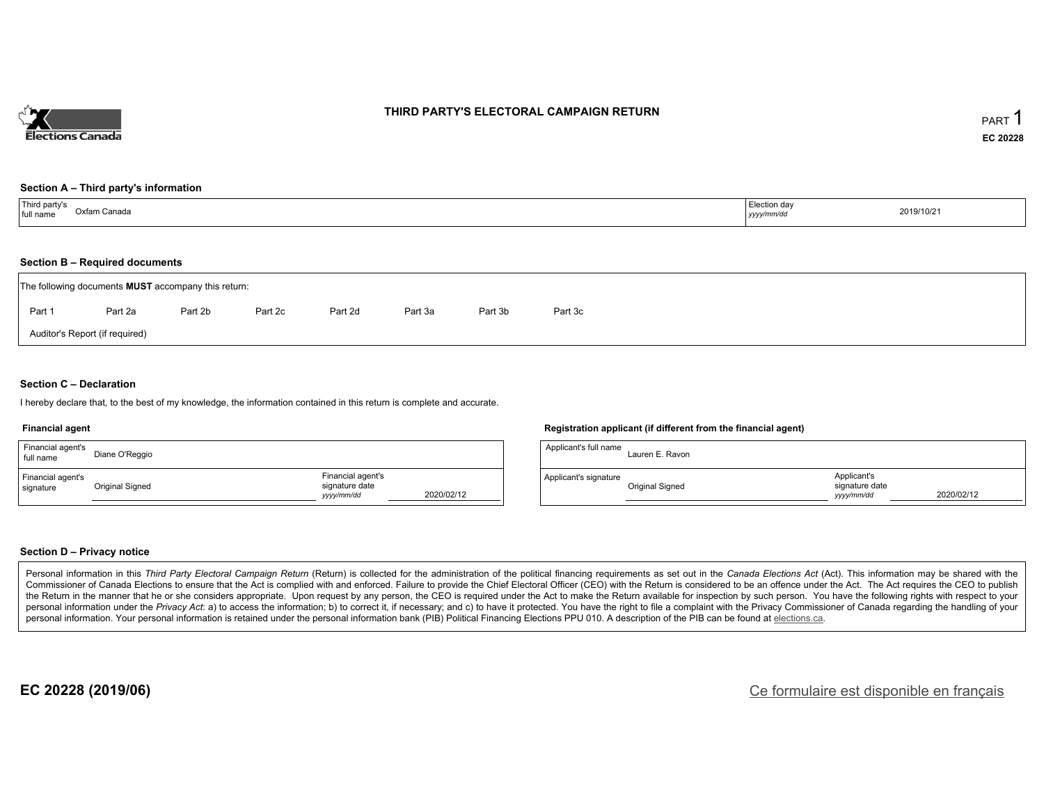Elections Canada

# THIRD PARTY'S ELECTORAL CAMPAIGN RETURN

PART 1

EC 20228

### Section A – Third party's information

| Third party's full name | Oxfam Canada | Election day *yyyy/mm/dd* | 2019/10/21 |
|---|---|---|---|

### Section B – Required documents

The following documents **MUST** accompany this return:

Part 1 | Part 2a | Part 2b | Part 2c | Part 2d | Part 3a | Part 3b | Part 3c

Auditor's Report (if required)

### Section C – Declaration

I hereby declare that, to the best of my knowledge, the information contained in this return is complete and accurate.

**Financial agent**

| Financial agent's full name | Diane O'Reggio | | |
|---|---|---|---|
| Financial agent's signature | Original Signed | Financial agent's signature date *yyyy/mm/dd* | 2020/02/12 |

**Registration applicant (if different from the financial agent)**

| Applicant's full name | Lauren E. Ravon | | |
|---|---|---|---|
| Applicant's signature | Original Signed | Applicant's signature date *yyyy/mm/dd* | 2020/02/12 |

### Section D – Privacy notice

Personal information in this *Third Party Electoral Campaign Return* (Return) is collected for the administration of the political financing requirements as set out in the *Canada Elections Act* (Act). This information may be shared with the Commissioner of Canada Elections to ensure that the Act is complied with and enforced. Failure to provide the Chief Electoral Officer (CEO) with the Return is considered to be an offence under the Act. The Act requires the CEO to publish the Return in the manner that he or she considers appropriate. Upon request by any person, the CEO is required under the Act to make the Return available for inspection by such person. You have the following rights with respect to your personal information under the *Privacy Act*: a) to access the information; b) to correct it, if necessary; and c) to have it protected. You have the right to file a complaint with the Privacy Commissioner of Canada regarding the handling of your personal information. Your personal information is retained under the personal information bank (PIB) Political Financing Elections PPU 010. A description of the PIB can be found at elections.ca.

**EC 20228 (2019/06)**

Ce formulaire est disponible en français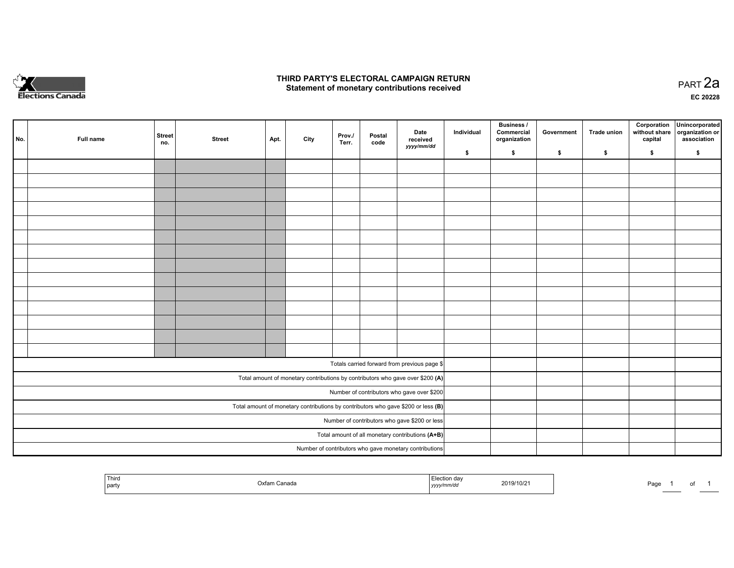# THIRD PARTY'S ELECTORAL CAMPAIGN RETURN

## Statement of monetary contributions received

PART 2a

EC 20228

| No. | Full name | Street no. | Street | Apt. | City | Prov./ Terr. | Postal code | Date received *yyyy/mm/dd* | Individual $ | Business / Commercial organization $ | Government $ | Trade union $ | Corporation without share capital $ | Unincorporated organization or association $ |
|---|---|---|---|---|---|---|---|---|---|---|---|---|---|---|
| | | | | | | | | | | | | | | |
| | | | | | | | | | | | | | | |
| | | | | | | | | | | | | | | |
| | | | | | | | | | | | | | | |
| | | | | | | | | | | | | | | |
| | | | | | | | | | | | | | | |
| | | | | | | | | | | | | | | |
| | | | | | | | | | | | | | | |
| | | | | | | | | | | | | | | |
| | | | | | | | | | | | | | | |
| | | | | | | | | | | | | | | |
| | | | | | | | | | | | | | | |
| | | | | | | | | | | | | | | |
| | | | | | | | | | | | | | | |
| Totals carried forward from previous page $ | | | | | | | | | | | | | | |
| Total amount of monetary contributions by contributors who gave over $200 **(A)** | | | | | | | | | | | | | | |
| Number of contributors who gave over $200 | | | | | | | | | | | | | | |
| Total amount of monetary contributions by contributors who gave $200 or less **(B)** | | | | | | | | | | | | | | |
| Number of contributors who gave $200 or less | | | | | | | | | | | | | | |
| Total amount of all monetary contributions **(A+B)** | | | | | | | | | | | | | | |
| Number of contributors who gave monetary contributions | | | | | | | | | | | | | | |

| Third party | Oxfam Canada | Election day *yyyy/mm/dd* | 2019/10/21 |
|---|---|---|---|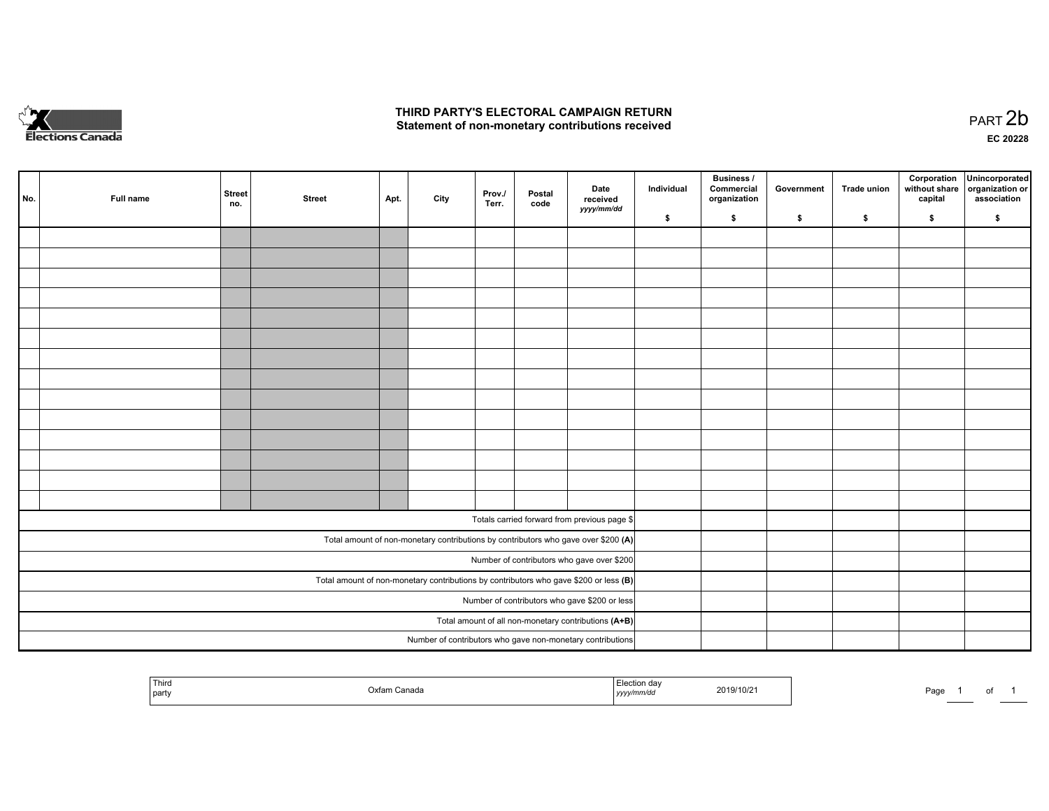# THIRD PARTY'S ELECTORAL CAMPAIGN RETURN
## Statement of non-monetary contributions received

PART 2b

EC 20228

| No. | Full name | Street no. | Street | Apt. | City | Prov./ Terr. | Postal code | Date received *yyyy/mm/dd* | Individual $ | Business / Commercial organization $ | Government $ | Trade union $ | Corporation without share capital $ | Unincorporated organization or association $ |
|---|---|---|---|---|---|---|---|---|---|---|---|---|---|---|
| | | | | | | | | | | | | | | |
| | | | | | | | | | | | | | | |
| | | | | | | | | | | | | | | |
| | | | | | | | | | | | | | | |
| | | | | | | | | | | | | | | |
| | | | | | | | | | | | | | | |
| | | | | | | | | | | | | | | |
| | | | | | | | | | | | | | | |
| | | | | | | | | | | | | | | |
| | | | | | | | | | | | | | | |
| | | | | | | | | | | | | | | |
| | | | | | | | | | | | | | | |
| | | | | | | | | | | | | | | |
| | | | | | | | | | | | | | | |
| Totals carried forward from previous page $ | | | | | | | | | | | | | | |
| Total amount of non-monetary contributions by contributors who gave over $200 **(A)** | | | | | | | | | | | | | | |
| Number of contributors who gave over $200 | | | | | | | | | | | | | | |
| Total amount of non-monetary contributions by contributors who gave $200 or less **(B)** | | | | | | | | | | | | | | |
| Number of contributors who gave $200 or less | | | | | | | | | | | | | | |
| Total amount of all non-monetary contributions **(A+B)** | | | | | | | | | | | | | | |
| Number of contributors who gave non-monetary contributions | | | | | | | | | | | | | | |

| Third party | Oxfam Canada | Election day *yyyy/mm/dd* | 2019/10/21 |
|---|---|---|---|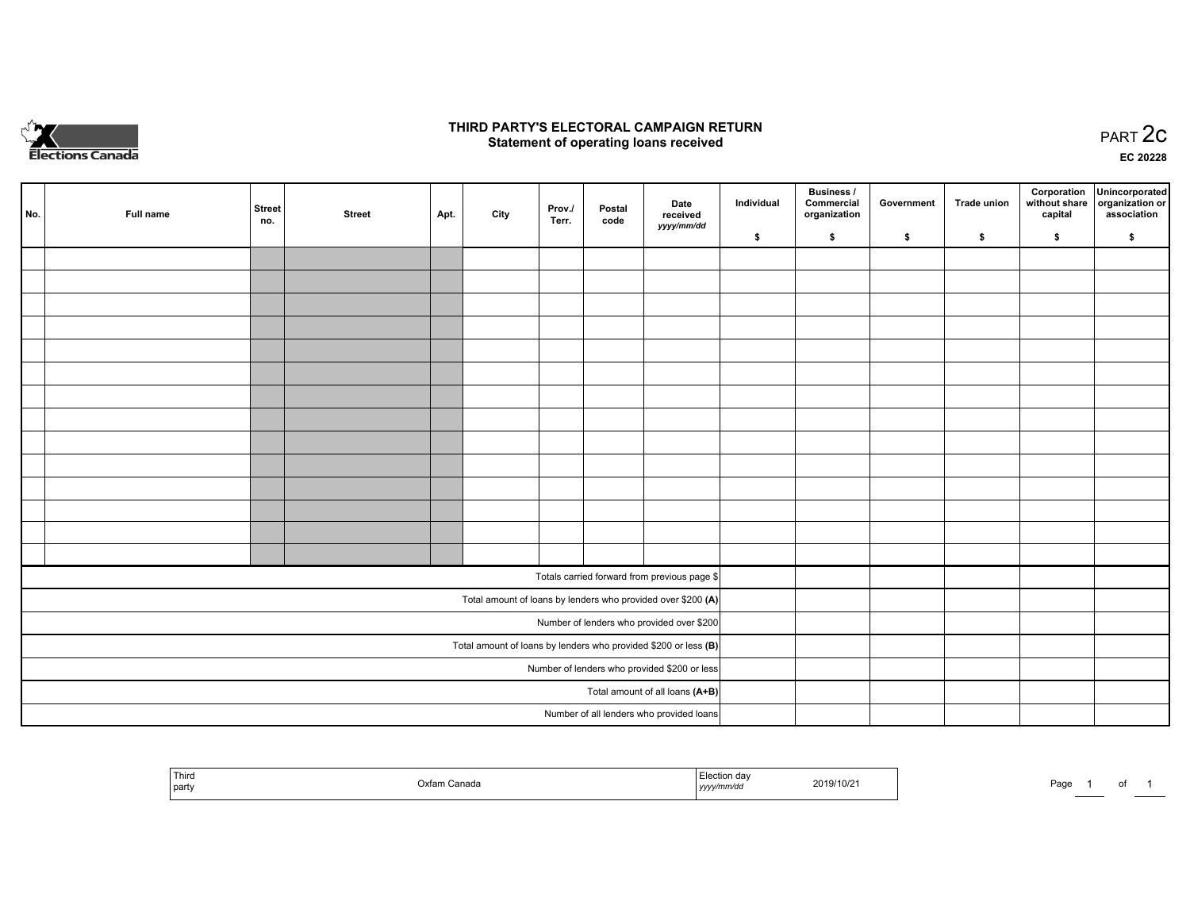# THIRD PARTY'S ELECTORAL CAMPAIGN RETURN
## Statement of operating loans received

PART 2c

EC 20228

| No. | Full name | Street no. | Street | Apt. | City | Prov./ Terr. | Postal code | Date received *yyyy/mm/dd* | Individual $ | Business / Commercial organization $ | Government $ | Trade union $ | Corporation without share capital $ | Unincorporated organization or association $ |
|---|---|---|---|---|---|---|---|---|---|---|---|---|---|---|
| | | | | | | | | | | | | | | |
| | | | | | | | | | | | | | | |
| | | | | | | | | | | | | | | |
| | | | | | | | | | | | | | | |
| | | | | | | | | | | | | | | |
| | | | | | | | | | | | | | | |
| | | | | | | | | | | | | | | |
| | | | | | | | | | | | | | | |
| | | | | | | | | | | | | | | |
| | | | | | | | | | | | | | | |
| | | | | | | | | | | | | | | |
| | | | | | | | | | | | | | | |
| | | | | | | | | | | | | | | |
| | | | | | | | | | | | | | | |
| Totals carried forward from previous page $ | | | | | | | | | | | | | | |
| Total amount of loans by lenders who provided over $200 **(A)** | | | | | | | | | | | | | | |
| Number of lenders who provided over $200 | | | | | | | | | | | | | | |
| Total amount of loans by lenders who provided $200 or less **(B)** | | | | | | | | | | | | | | |
| Number of lenders who provided $200 or less | | | | | | | | | | | | | | |
| Total amount of all loans **(A+B)** | | | | | | | | | | | | | | |
| Number of all lenders who provided loans | | | | | | | | | | | | | | |

| Third party | Oxfam Canada | Election day *yyyy/mm/dd* | 2019/10/21 |
|---|---|---|---|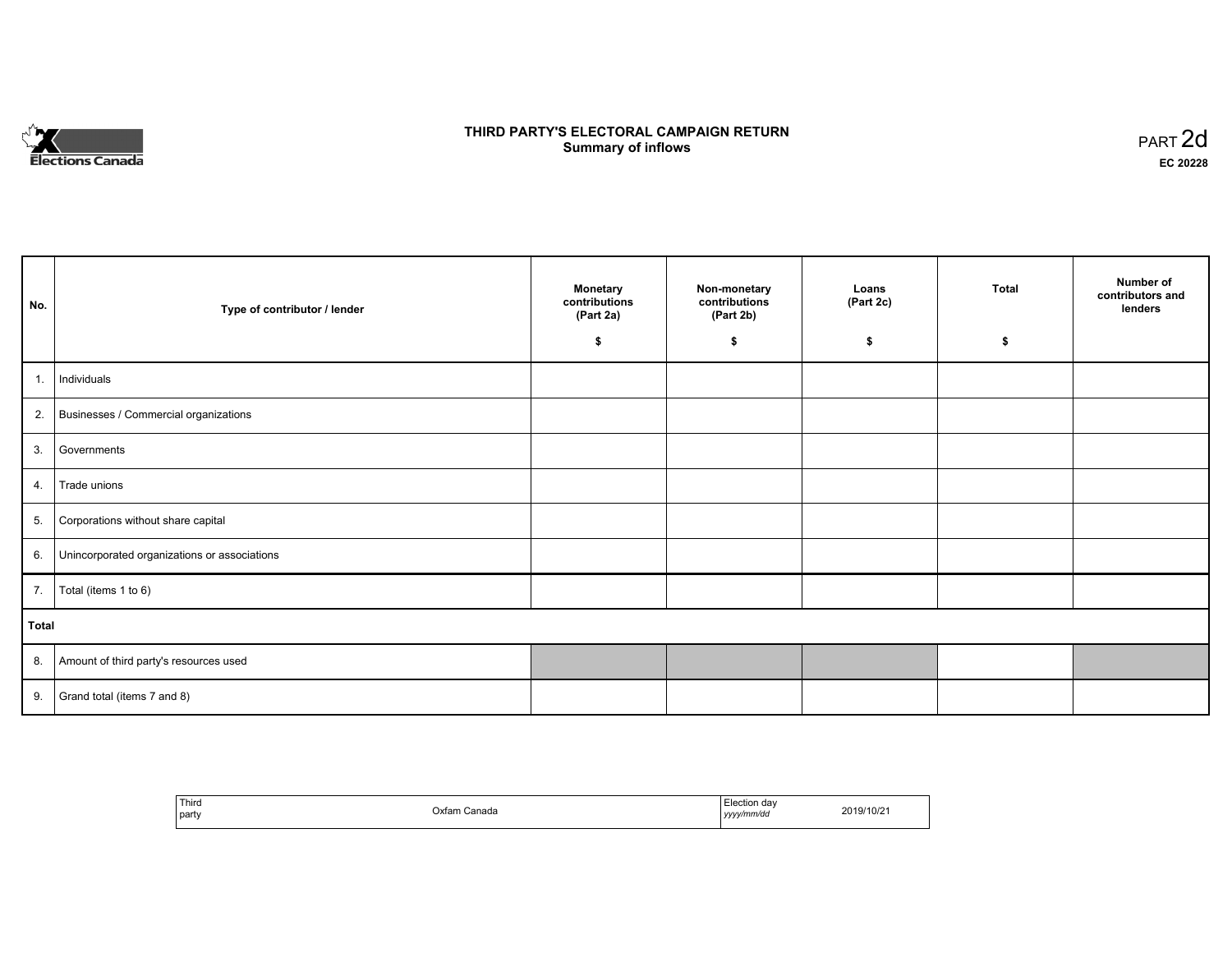Elections Canada

# THIRD PARTY'S ELECTORAL CAMPAIGN RETURN
## Summary of inflows

PART 2d
**EC 20228**

| No. | Type of contributor / lender | Monetary contributions (Part 2a) $ | Non-monetary contributions (Part 2b) $ | Loans (Part 2c) $ | Total $ | Number of contributors and lenders |
|---|---|---|---|---|---|---|
| 1. | Individuals | | | | | |
| 2. | Businesses / Commercial organizations | | | | | |
| 3. | Governments | | | | | |
| 4. | Trade unions | | | | | |
| 5. | Corporations without share capital | | | | | |
| 6. | Unincorporated organizations or associations | | | | | |
| 7. | Total (items 1 to 6) | | | | | |
| **Total** | | | | | | |
| 8. | Amount of third party's resources used | | | | | |
| 9. | Grand total (items 7 and 8) | | | | | |

| Third party | Oxfam Canada | Election day *yyyy/mm/dd* | 2019/10/21 |
|---|---|---|---|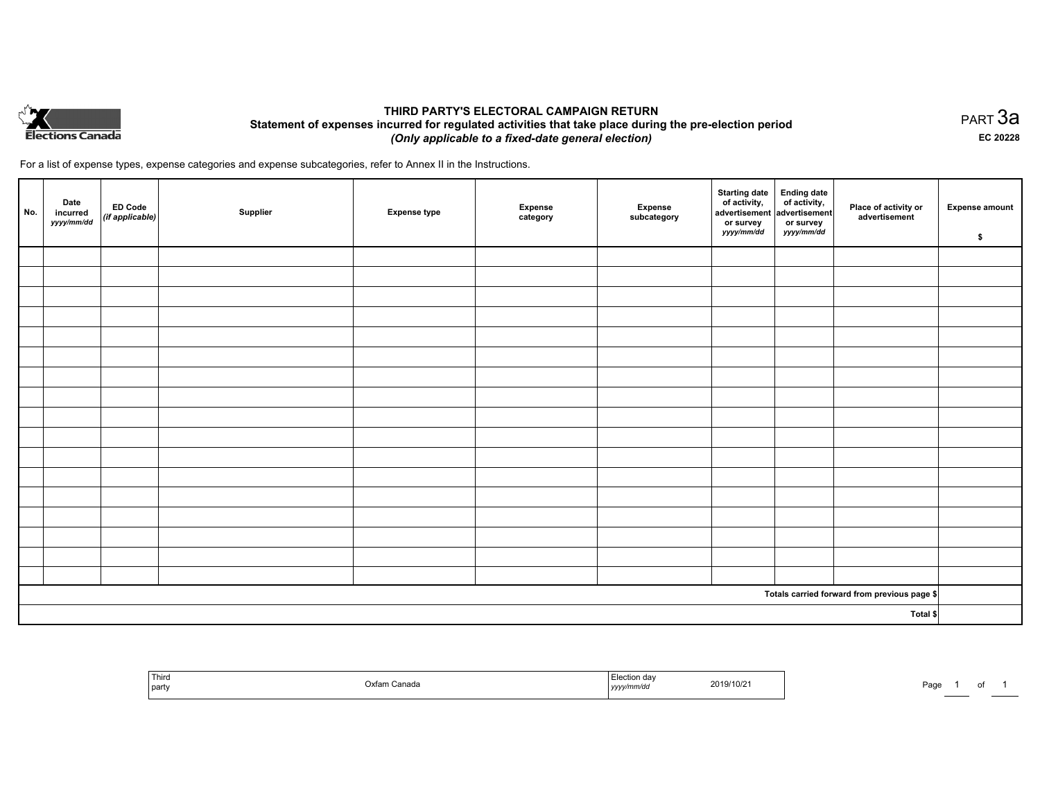Elections Canada

# THIRD PARTY'S ELECTORAL CAMPAIGN RETURN

## Statement of expenses incurred for regulated activities that take place during the pre-election period

*(Only applicable to a fixed-date general election)*

PART 3a

EC 20228

For a list of expense types, expense categories and expense subcategories, refer to Annex II in the Instructions.

| No. | Date incurred *yyyy/mm/dd* | ED Code *(if applicable)* | Supplier | Expense type | Expense category | Expense subcategory | Starting date of activity, advertisement or survey *yyyy/mm/dd* | Ending date of activity, advertisement or survey *yyyy/mm/dd* | Place of activity or advertisement | Expense amount $ |
|---|---|---|---|---|---|---|---|---|---|---|
| | | | | | | | | | | |
| | | | | | | | | | | |
| | | | | | | | | | | |
| | | | | | | | | | | |
| | | | | | | | | | | |
| | | | | | | | | | | |
| | | | | | | | | | | |
| | | | | | | | | | | |
| | | | | | | | | | | |
| | | | | | | | | | | |
| | | | | | | | | | | |
| | | | | | | | | | | |
| | | | | | | | | | | |
| | | | | | | | | | | |
| | | | | | | | | | | |
| | | | | | | | | | | |
| | | | | | | | | | | |
| | | | | | | | | | Totals carried forward from previous page $ | |
| | | | | | | | | | Total $ | |

| Third party | Oxfam Canada | Election day *yyyy/mm/dd* | 2019/10/21 |
|---|---|---|---|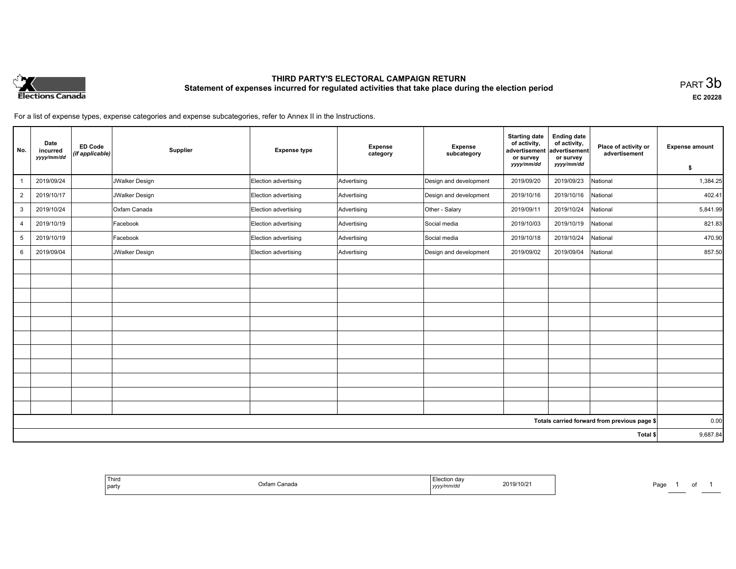# THIRD PARTY'S ELECTORAL CAMPAIGN RETURN

## Statement of expenses incurred for regulated activities that take place during the election period

PART 3b

EC 20228

For a list of expense types, expense categories and expense subcategories, refer to Annex II in the Instructions.

| No. | Date incurred *yyyy/mm/dd* | ED Code *(if applicable)* | Supplier | Expense type | Expense category | Expense subcategory | Starting date of activity, advertisement or survey *yyyy/mm/dd* | Ending date of activity, advertisement or survey *yyyy/mm/dd* | Place of activity or advertisement | Expense amount $ |
|---|---|---|---|---|---|---|---|---|---|---|
| 1 | 2019/09/24 | | JWalker Design | Election advertising | Advertising | Design and development | 2019/09/20 | 2019/09/23 | National | 1,384.25 |
| 2 | 2019/10/17 | | JWalker Design | Election advertising | Advertising | Design and development | 2019/10/16 | 2019/10/16 | National | 402.41 |
| 3 | 2019/10/24 | | Oxfam Canada | Election advertising | Advertising | Other - Salary | 2019/09/11 | 2019/10/24 | National | 5,841.99 |
| 4 | 2019/10/19 | | Facebook | Election advertising | Advertising | Social media | 2019/10/03 | 2019/10/19 | National | 821.83 |
| 5 | 2019/10/19 | | Facebook | Election advertising | Advertising | Social media | 2019/10/18 | 2019/10/24 | National | 470.90 |
| 6 | 2019/09/04 | | JWalker Design | Election advertising | Advertising | Design and development | 2019/09/02 | 2019/09/04 | National | 857.50 |
| | | | | | | | | | | |
| | | | | | | | | | | |
| | | | | | | | | | | |
| | | | | | | | | | | |
| | | | | | | | | | | |
| | | | | | | | | | | |
| | | | | | | | | | | |
| | | | | | | | | | | |
| | | | | | | | | | | |
| | | | | | | | | | | |
| | | | | | | | | | | |
| | | | | | | | | | Totals carried forward from previous page $ | 0.00 |
| | | | | | | | | | Total $ | 9,687.84 |

| Third party | Oxfam Canada | Election day *yyyy/mm/dd* | 2019/10/21 |
|---|---|---|---|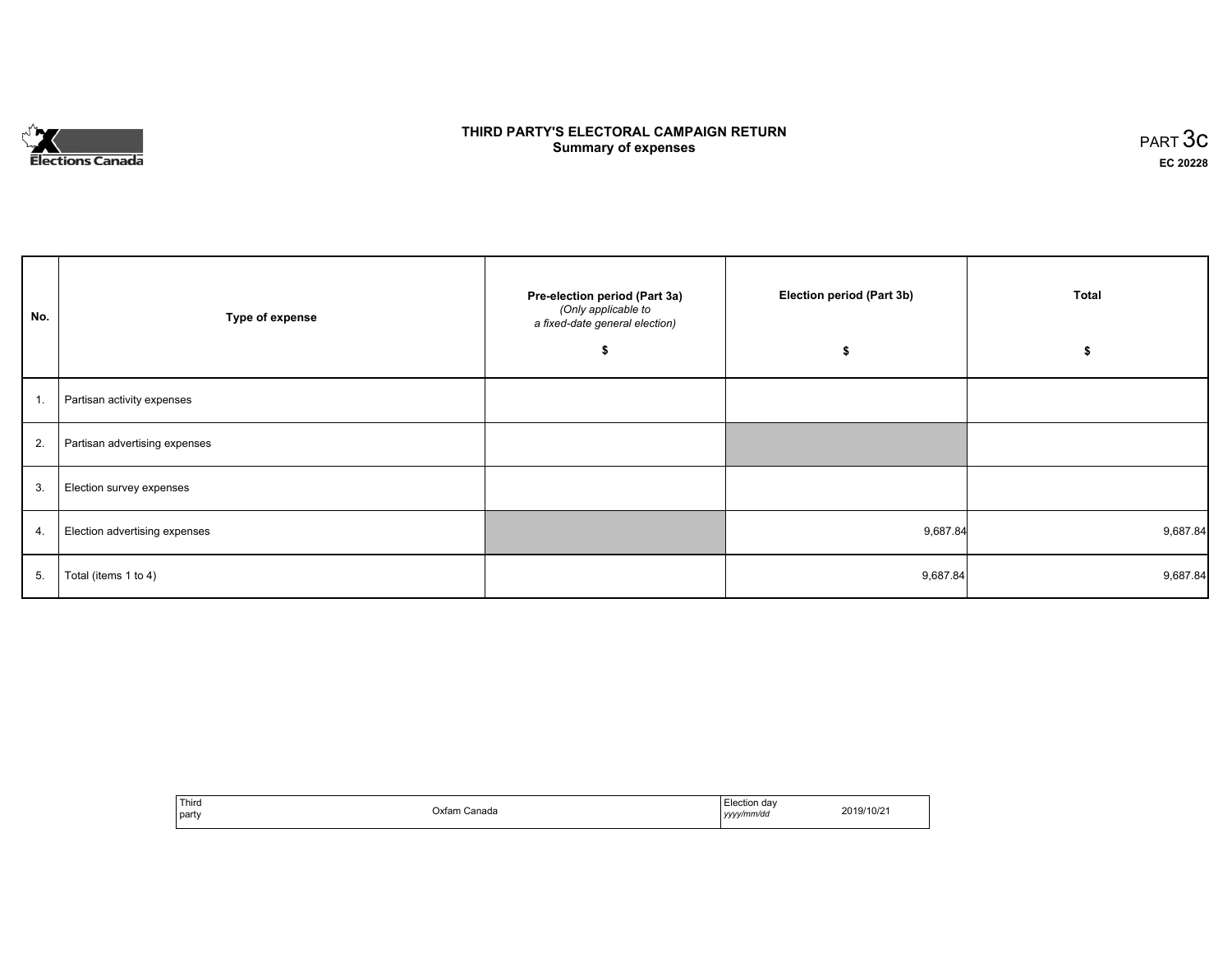Elections Canada

# THIRD PARTY'S ELECTORAL CAMPAIGN RETURN
## Summary of expenses

PART 3c

**EC 20228**

| No. | Type of expense | Pre-election period (Part 3a) *(Only applicable to a fixed-date general election)* $ | Election period (Part 3b) $ | Total $ |
|---|---|---|---|---|
| 1. | Partisan activity expenses | | | |
| 2. | Partisan advertising expenses | | | |
| 3. | Election survey expenses | | | |
| 4. | Election advertising expenses | | 9,687.84 | 9,687.84 |
| 5. | Total (items 1 to 4) | | 9,687.84 | 9,687.84 |

| Third party | Oxfam Canada | Election day *yyyy/mm/dd* | 2019/10/21 |
|---|---|---|---|